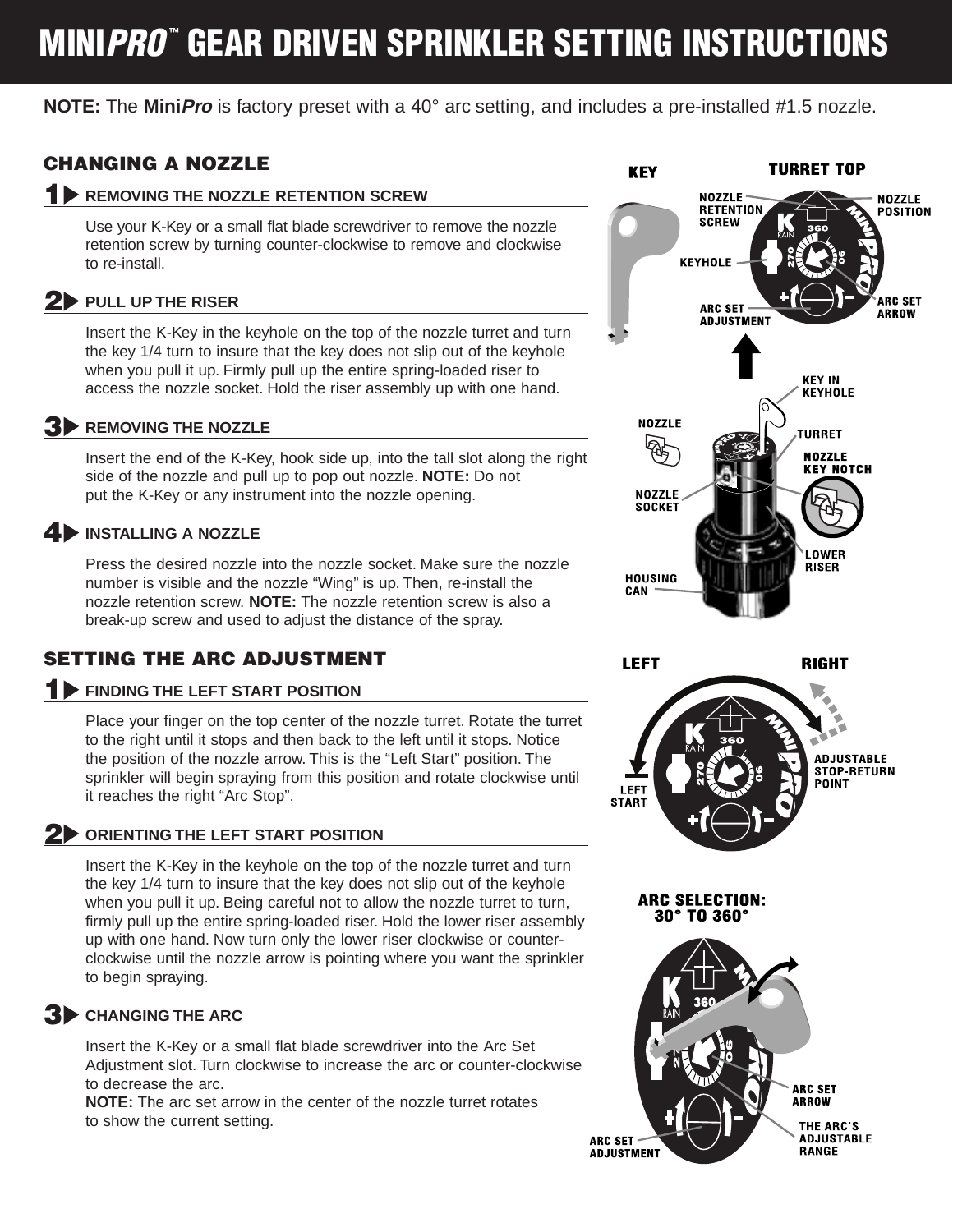# MINI*PRO*™ GEAR DRIVEN SPRINKLER SETTING INSTRUCTIONS

**NOTE:** The **Mini*Pro*** is factory preset with a 40° arc setting, and includes a pre-installed #1.5 nozzle.

## CHANGING A NOZZLE

### 1 REMOVING THE NOZZLE RETENTION SCREW

Use your K-Key or a small flat blade screwdriver to remove the nozzle retention screw by turning counter-clockwise to remove and clockwise to re-install.

### 2 PULL UP THE RISER

Insert the K-Key in the keyhole on the top of the nozzle turret and turn the key 1/4 turn to insure that the key does not slip out of the keyhole when you pull it up. Firmly pull up the entire spring-loaded riser to access the nozzle socket. Hold the riser assembly up with one hand.

### 3 REMOVING THE NOZZLE

Insert the end of the K-Key, hook side up, into the tall slot along the right side of the nozzle and pull up to pop out nozzle. **NOTE:** Do not put the K-Key or any instrument into the nozzle opening.

### 4 INSTALLING A NOZZLE

Press the desired nozzle into the nozzle socket. Make sure the nozzle number is visible and the nozzle "Wing" is up. Then, re-install the nozzle retention screw. **NOTE:** The nozzle retention screw is also a break-up screw and used to adjust the distance of the spray.

## SETTING THE ARC ADJUSTMENT

### 1 FINDING THE LEFT START POSITION

Place your finger on the top center of the nozzle turret. Rotate the turret to the right until it stops and then back to the left until it stops. Notice the position of the nozzle arrow. This is the "Left Start" position. The sprinkler will begin spraying from this position and rotate clockwise until it reaches the right "Arc Stop".

### 2 ORIENTING THE LEFT START POSITION

Insert the K-Key in the keyhole on the top of the nozzle turret and turn the key 1/4 turn to insure that the key does not slip out of the keyhole when you pull it up. Being careful not to allow the nozzle turret to turn, firmly pull up the entire spring-loaded riser. Hold the lower riser assembly up with one hand. Now turn only the lower riser clockwise or counter-clockwise until the nozzle arrow is pointing where you want the sprinkler to begin spraying.

### 3 CHANGING THE ARC

Insert the K-Key or a small flat blade screwdriver into the Arc Set Adjustment slot. Turn clockwise to increase the arc or counter-clockwise to decrease the arc.
**NOTE:** The arc set arrow in the center of the nozzle turret rotates to show the current setting.

KEY — TURRET TOP: NOZZLE RETENTION SCREW, NOZZLE POSITION, KEYHOLE, ARC SET ADJUSTMENT, ARC SET ARROW

KEY IN KEYHOLE, TURRET, NOZZLE, NOZZLE KEY NOTCH, NOZZLE SOCKET, LOWER RISER, HOUSING CAN

LEFT, RIGHT, LEFT START, ADJUSTABLE STOP-RETURN POINT

ARC SELECTION: 30° TO 360° — ARC SET ARROW, THE ARC'S ADJUSTABLE RANGE, ARC SET ADJUSTMENT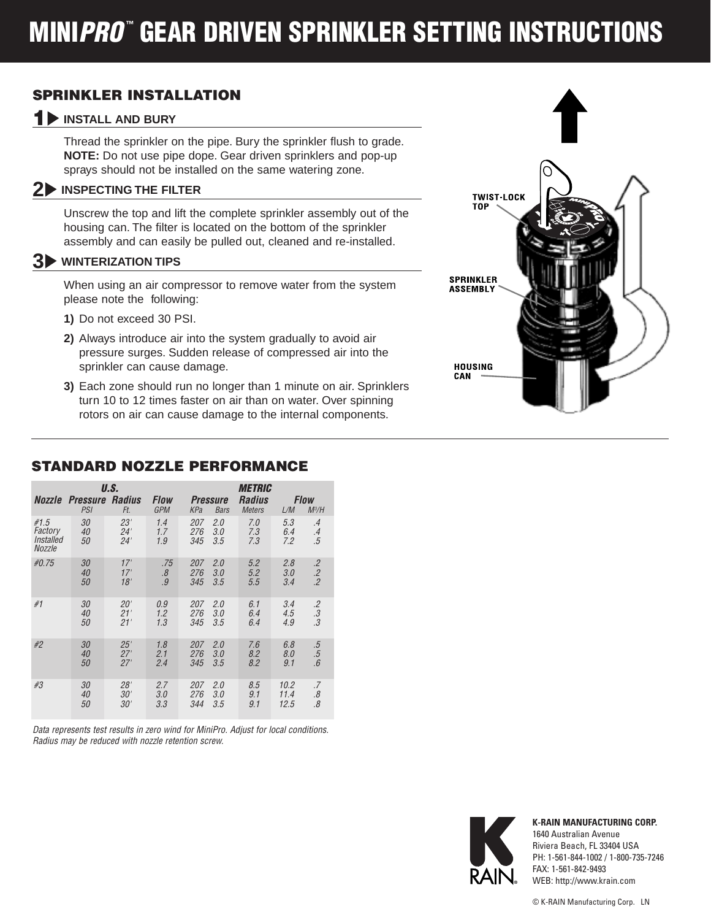# MINI*PRO*™ GEAR DRIVEN SPRINKLER SETTING INSTRUCTIONS

## SPRINKLER INSTALLATION

### 1 INSTALL AND BURY

Thread the sprinkler on the pipe. Bury the sprinkler flush to grade. **NOTE:** Do not use pipe dope. Gear driven sprinklers and pop-up sprays should not be installed on the same watering zone.

### 2 INSPECTING THE FILTER

Unscrew the top and lift the complete sprinkler assembly out of the housing can. The filter is located on the bottom of the sprinkler assembly and can easily be pulled out, cleaned and re-installed.

### 3 WINTERIZATION TIPS

When using an air compressor to remove water from the system please note the following:

1) Do not exceed 30 PSI.
2) Always introduce air into the system gradually to avoid air pressure surges. Sudden release of compressed air into the sprinkler can cause damage.
3) Each zone should run no longer than 1 minute on air. Sprinklers turn 10 to 12 times faster on air than on water. Over spinning rotors on air can cause damage to the internal components.

TWIST-LOCK TOP

SPRINKLER ASSEMBLY

HOUSING CAN

## STANDARD NOZZLE PERFORMANCE

| | U.S. | | | METRIC | | | | |
|---|---|---|---|---|---|---|---|---|
| Nozzle | Pressure PSI | Radius Ft. | Flow GPM | Pressure KPa | Pressure Bars | Radius Meters | Flow L/M | Flow $M^3/H$ |
| #1.5 Factory Installed Nozzle | 30 | 23' | 1.4 | 207 | 2.0 | 7.0 | 5.3 | .4 |
| | 40 | 24' | 1.7 | 276 | 3.0 | 7.3 | 6.4 | .4 |
| | 50 | 24' | 1.9 | 345 | 3.5 | 7.3 | 7.2 | .5 |
| #0.75 | 30 | 17' | .75 | 207 | 2.0 | 5.2 | 2.8 | .2 |
| | 40 | 17' | .8 | 276 | 3.0 | 5.2 | 3.0 | .2 |
| | 50 | 18' | .9 | 345 | 3.5 | 5.5 | 3.4 | .2 |
| #1 | 30 | 20' | 0.9 | 207 | 2.0 | 6.1 | 3.4 | .2 |
| | 40 | 21' | 1.2 | 276 | 3.0 | 6.4 | 4.5 | .3 |
| | 50 | 21' | 1.3 | 345 | 3.5 | 6.4 | 4.9 | .3 |
| #2 | 30 | 25' | 1.8 | 207 | 2.0 | 7.6 | 6.8 | .5 |
| | 40 | 27' | 2.1 | 276 | 3.0 | 8.2 | 8.0 | .5 |
| | 50 | 27' | 2.4 | 345 | 3.5 | 8.2 | 9.1 | .6 |
| #3 | 30 | 28' | 2.7 | 207 | 2.0 | 8.5 | 10.2 | .7 |
| | 40 | 30' | 3.0 | 276 | 3.0 | 9.1 | 11.4 | .8 |
| | 50 | 30' | 3.3 | 344 | 3.5 | 9.1 | 12.5 | .8 |

*Data represents test results in zero wind for MiniPro. Adjust for local conditions. Radius may be reduced with nozzle retention screw.*

**K-RAIN MANUFACTURING CORP.**
1640 Australian Avenue
Riviera Beach, FL 33404 USA
PH: 1-561-844-1002 / 1-800-735-7246
FAX: 1-561-842-9493
WEB: http://www.krain.com

© K-RAIN Manufacturing Corp. LN